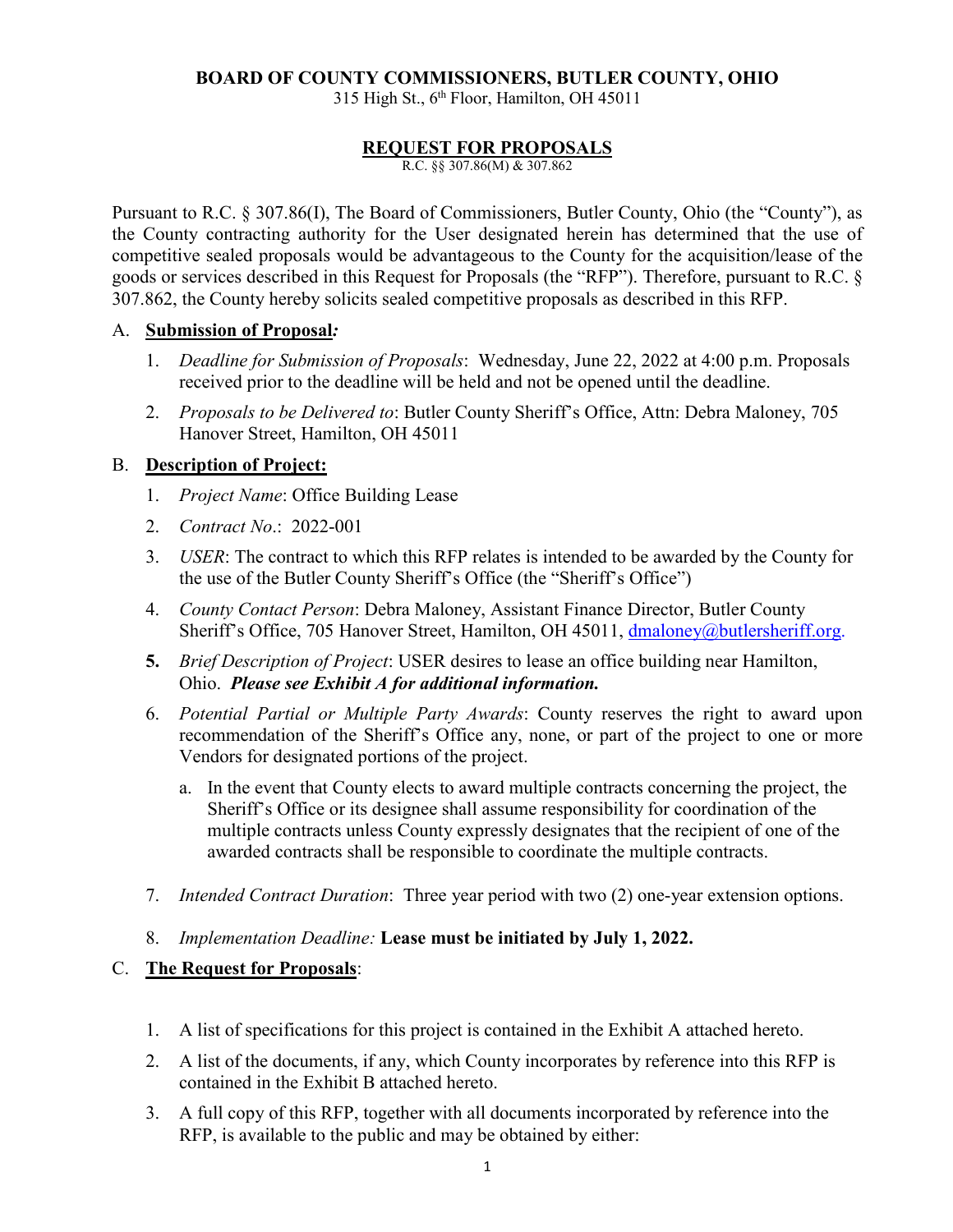**BOARD OF COUNTY COMMISSIONERS, BUTLER COUNTY, OHIO**

315 High St., 6th Floor, Hamilton, OH 45011

# REQUEST FOR PROPOSALS

R.C. §§ 307.86(M) & 307.862

Pursuant to R.C. § 307.86(I), The Board of Commissioners, Butler County, Ohio (the "County"), as the County contracting authority for the User designated herein has determined that the use of competitive sealed proposals would be advantageous to the County for the acquisition/lease of the goods or services described in this Request for Proposals (the "RFP"). Therefore, pursuant to R.C. § 307.862, the County hereby solicits sealed competitive proposals as described in this RFP.

## A. Submission of Proposal*:*

1. *Deadline for Submission of Proposals*: Wednesday, June 22, 2022 at 4:00 p.m. Proposals received prior to the deadline will be held and not be opened until the deadline.
2. *Proposals to be Delivered to*: Butler County Sheriff's Office, Attn: Debra Maloney, 705 Hanover Street, Hamilton, OH 45011

## B. Description of Project:

1. *Project Name*: Office Building Lease
2. *Contract No*.: 2022-001
3. *USER*: The contract to which this RFP relates is intended to be awarded by the County for the use of the Butler County Sheriff's Office (the "Sheriff's Office")
4. *County Contact Person*: Debra Maloney, Assistant Finance Director, Butler County Sheriff's Office, 705 Hanover Street, Hamilton, OH 45011, dmaloney@butlersheriff.org.
5. *Brief Description of Project*: USER desires to lease an office building near Hamilton, Ohio. ***Please see Exhibit A for additional information.***
6. *Potential Partial or Multiple Party Awards*: County reserves the right to award upon recommendation of the Sheriff's Office any, none, or part of the project to one or more Vendors for designated portions of the project.
   a. In the event that County elects to award multiple contracts concerning the project, the Sheriff's Office or its designee shall assume responsibility for coordination of the multiple contracts unless County expressly designates that the recipient of one of the awarded contracts shall be responsible to coordinate the multiple contracts.
7. *Intended Contract Duration*: Three year period with two (2) one-year extension options.
8. *Implementation Deadline:* **Lease must be initiated by July 1, 2022.**

## C. The Request for Proposals:

1. A list of specifications for this project is contained in the Exhibit A attached hereto.
2. A list of the documents, if any, which County incorporates by reference into this RFP is contained in the Exhibit B attached hereto.
3. A full copy of this RFP, together with all documents incorporated by reference into the RFP, is available to the public and may be obtained by either: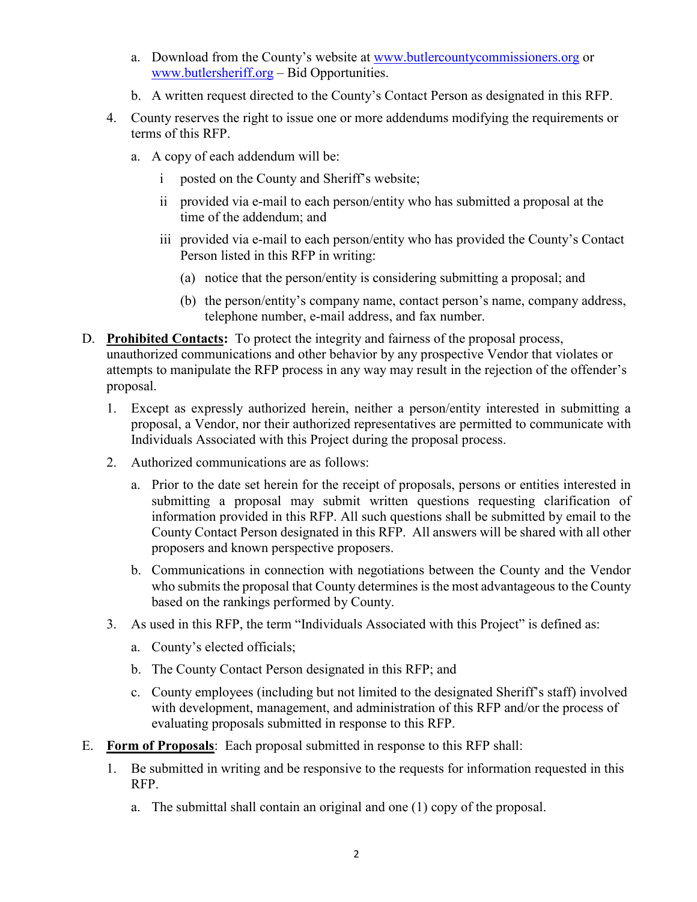a. Download from the County's website at www.butlercountycommissioners.org or www.butlersheriff.org – Bid Opportunities.

b. A written request directed to the County's Contact Person as designated in this RFP.

4. County reserves the right to issue one or more addendums modifying the requirements or terms of this RFP.

   a. A copy of each addendum will be:

      i posted on the County and Sheriff's website;

      ii provided via e-mail to each person/entity who has submitted a proposal at the time of the addendum; and

      iii provided via e-mail to each person/entity who has provided the County's Contact Person listed in this RFP in writing:

         (a) notice that the person/entity is considering submitting a proposal; and

         (b) the person/entity's company name, contact person's name, company address, telephone number, e-mail address, and fax number.

D. **Prohibited Contacts:** To protect the integrity and fairness of the proposal process, unauthorized communications and other behavior by any prospective Vendor that violates or attempts to manipulate the RFP process in any way may result in the rejection of the offender's proposal.

1. Except as expressly authorized herein, neither a person/entity interested in submitting a proposal, a Vendor, nor their authorized representatives are permitted to communicate with Individuals Associated with this Project during the proposal process.

2. Authorized communications are as follows:

   a. Prior to the date set herein for the receipt of proposals, persons or entities interested in submitting a proposal may submit written questions requesting clarification of information provided in this RFP. All such questions shall be submitted by email to the County Contact Person designated in this RFP. All answers will be shared with all other proposers and known perspective proposers.

   b. Communications in connection with negotiations between the County and the Vendor who submits the proposal that County determines is the most advantageous to the County based on the rankings performed by County.

3. As used in this RFP, the term "Individuals Associated with this Project" is defined as:

   a. County's elected officials;

   b. The County Contact Person designated in this RFP; and

   c. County employees (including but not limited to the designated Sheriff's staff) involved with development, management, and administration of this RFP and/or the process of evaluating proposals submitted in response to this RFP.

E. **Form of Proposals**: Each proposal submitted in response to this RFP shall:

1. Be submitted in writing and be responsive to the requests for information requested in this RFP.

   a. The submittal shall contain an original and one (1) copy of the proposal.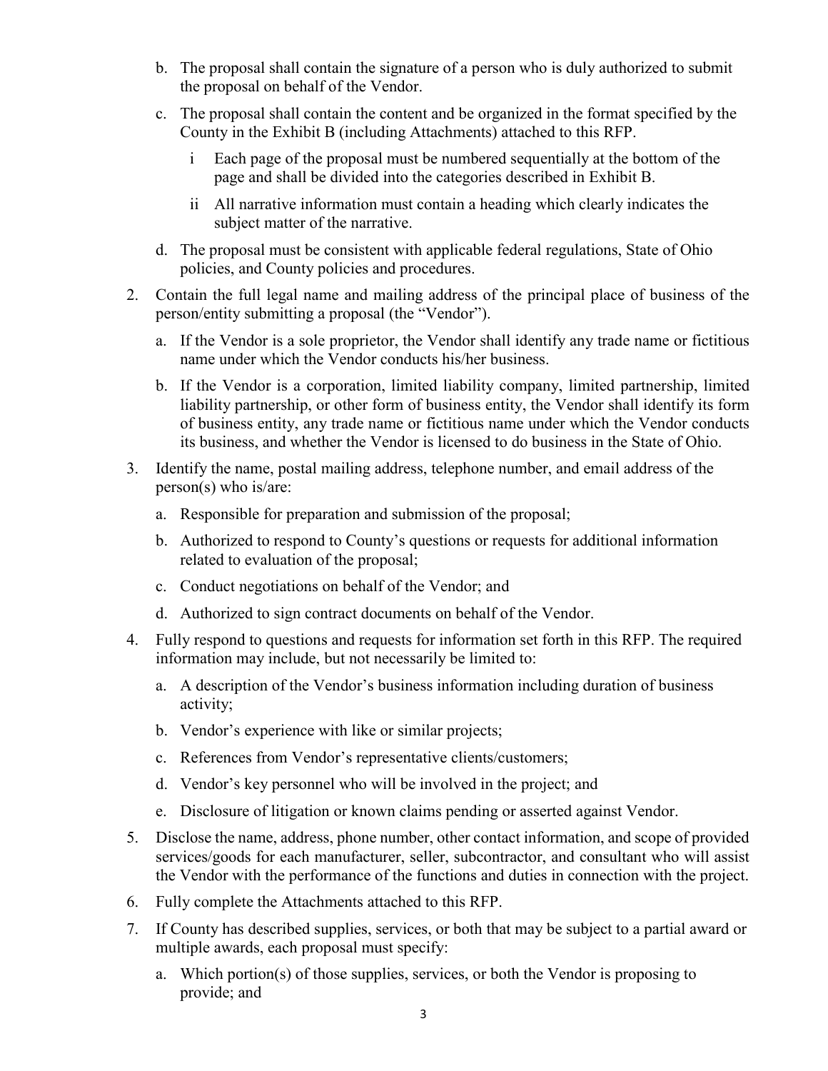b. The proposal shall contain the signature of a person who is duly authorized to submit the proposal on behalf of the Vendor.

c. The proposal shall contain the content and be organized in the format specified by the County in the Exhibit B (including Attachments) attached to this RFP.

   i Each page of the proposal must be numbered sequentially at the bottom of the page and shall be divided into the categories described in Exhibit B.

   ii All narrative information must contain a heading which clearly indicates the subject matter of the narrative.

d. The proposal must be consistent with applicable federal regulations, State of Ohio policies, and County policies and procedures.

2. Contain the full legal name and mailing address of the principal place of business of the person/entity submitting a proposal (the "Vendor").

   a. If the Vendor is a sole proprietor, the Vendor shall identify any trade name or fictitious name under which the Vendor conducts his/her business.

   b. If the Vendor is a corporation, limited liability company, limited partnership, limited liability partnership, or other form of business entity, the Vendor shall identify its form of business entity, any trade name or fictitious name under which the Vendor conducts its business, and whether the Vendor is licensed to do business in the State of Ohio.

3. Identify the name, postal mailing address, telephone number, and email address of the person(s) who is/are:

   a. Responsible for preparation and submission of the proposal;

   b. Authorized to respond to County's questions or requests for additional information related to evaluation of the proposal;

   c. Conduct negotiations on behalf of the Vendor; and

   d. Authorized to sign contract documents on behalf of the Vendor.

4. Fully respond to questions and requests for information set forth in this RFP. The required information may include, but not necessarily be limited to:

   a. A description of the Vendor's business information including duration of business activity;

   b. Vendor's experience with like or similar projects;

   c. References from Vendor's representative clients/customers;

   d. Vendor's key personnel who will be involved in the project; and

   e. Disclosure of litigation or known claims pending or asserted against Vendor.

5. Disclose the name, address, phone number, other contact information, and scope of provided services/goods for each manufacturer, seller, subcontractor, and consultant who will assist the Vendor with the performance of the functions and duties in connection with the project.

6. Fully complete the Attachments attached to this RFP.

7. If County has described supplies, services, or both that may be subject to a partial award or multiple awards, each proposal must specify:

   a. Which portion(s) of those supplies, services, or both the Vendor is proposing to provide; and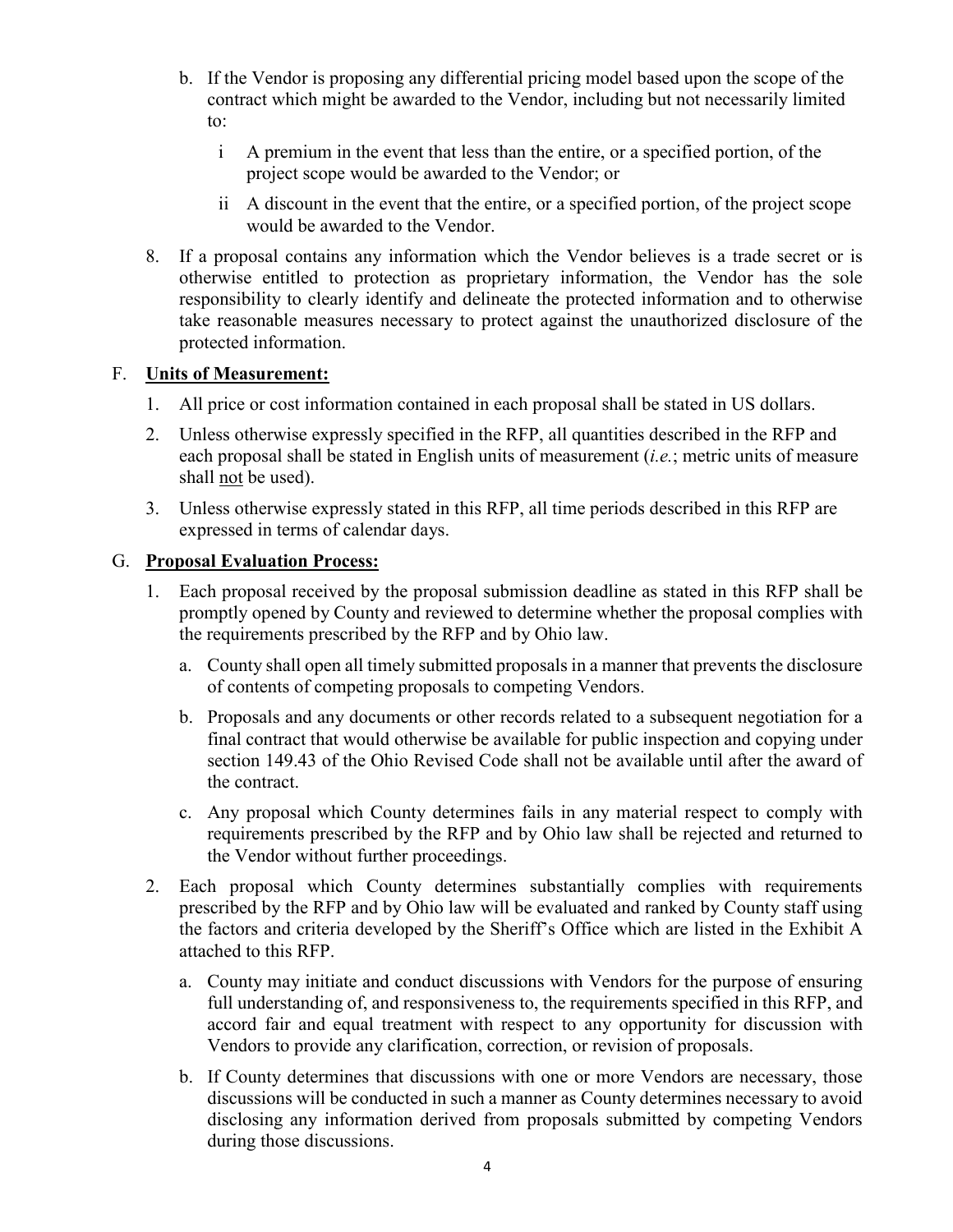b. If the Vendor is proposing any differential pricing model based upon the scope of the contract which might be awarded to the Vendor, including but not necessarily limited to:

   i A premium in the event that less than the entire, or a specified portion, of the project scope would be awarded to the Vendor; or

   ii A discount in the event that the entire, or a specified portion, of the project scope would be awarded to the Vendor.

8. If a proposal contains any information which the Vendor believes is a trade secret or is otherwise entitled to protection as proprietary information, the Vendor has the sole responsibility to clearly identify and delineate the protected information and to otherwise take reasonable measures necessary to protect against the unauthorized disclosure of the protected information.

F. **Units of Measurement:**

1. All price or cost information contained in each proposal shall be stated in US dollars.
2. Unless otherwise expressly specified in the RFP, all quantities described in the RFP and each proposal shall be stated in English units of measurement (*i.e.*; metric units of measure shall not be used).
3. Unless otherwise expressly stated in this RFP, all time periods described in this RFP are expressed in terms of calendar days.

G. **Proposal Evaluation Process:**

1. Each proposal received by the proposal submission deadline as stated in this RFP shall be promptly opened by County and reviewed to determine whether the proposal complies with the requirements prescribed by the RFP and by Ohio law.
   a. County shall open all timely submitted proposals in a manner that prevents the disclosure of contents of competing proposals to competing Vendors.
   b. Proposals and any documents or other records related to a subsequent negotiation for a final contract that would otherwise be available for public inspection and copying under section 149.43 of the Ohio Revised Code shall not be available until after the award of the contract.
   c. Any proposal which County determines fails in any material respect to comply with requirements prescribed by the RFP and by Ohio law shall be rejected and returned to the Vendor without further proceedings.
2. Each proposal which County determines substantially complies with requirements prescribed by the RFP and by Ohio law will be evaluated and ranked by County staff using the factors and criteria developed by the Sheriff's Office which are listed in the Exhibit A attached to this RFP.
   a. County may initiate and conduct discussions with Vendors for the purpose of ensuring full understanding of, and responsiveness to, the requirements specified in this RFP, and accord fair and equal treatment with respect to any opportunity for discussion with Vendors to provide any clarification, correction, or revision of proposals.
   b. If County determines that discussions with one or more Vendors are necessary, those discussions will be conducted in such a manner as County determines necessary to avoid disclosing any information derived from proposals submitted by competing Vendors during those discussions.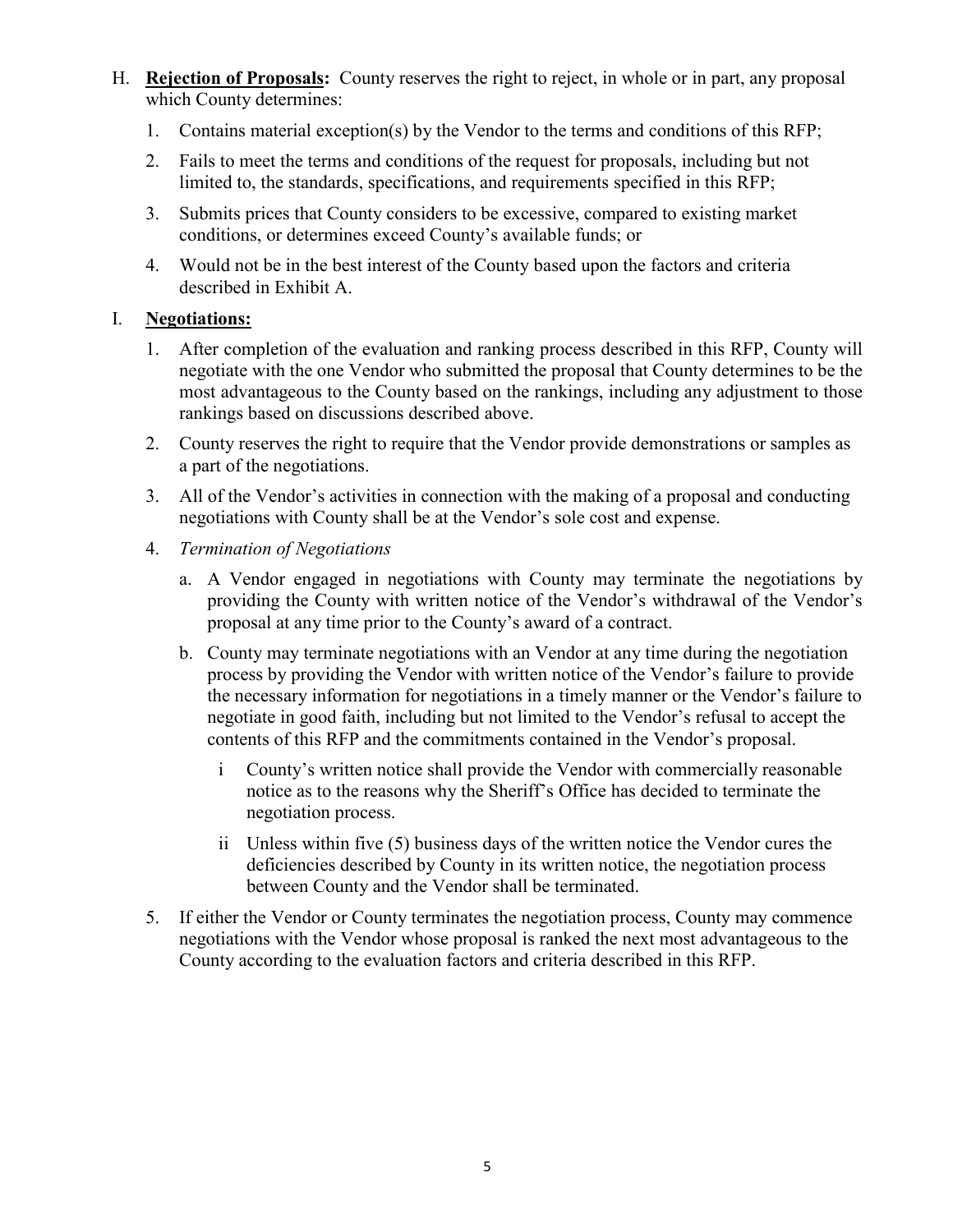H. **Rejection of Proposals:** County reserves the right to reject, in whole or in part, any proposal which County determines:

1. Contains material exception(s) by the Vendor to the terms and conditions of this RFP;
2. Fails to meet the terms and conditions of the request for proposals, including but not limited to, the standards, specifications, and requirements specified in this RFP;
3. Submits prices that County considers to be excessive, compared to existing market conditions, or determines exceed County's available funds; or
4. Would not be in the best interest of the County based upon the factors and criteria described in Exhibit A.

I. **Negotiations:**

1. After completion of the evaluation and ranking process described in this RFP, County will negotiate with the one Vendor who submitted the proposal that County determines to be the most advantageous to the County based on the rankings, including any adjustment to those rankings based on discussions described above.
2. County reserves the right to require that the Vendor provide demonstrations or samples as a part of the negotiations.
3. All of the Vendor's activities in connection with the making of a proposal and conducting negotiations with County shall be at the Vendor's sole cost and expense.
4. *Termination of Negotiations*
   a. A Vendor engaged in negotiations with County may terminate the negotiations by providing the County with written notice of the Vendor's withdrawal of the Vendor's proposal at any time prior to the County's award of a contract.
   b. County may terminate negotiations with an Vendor at any time during the negotiation process by providing the Vendor with written notice of the Vendor's failure to provide the necessary information for negotiations in a timely manner or the Vendor's failure to negotiate in good faith, including but not limited to the Vendor's refusal to accept the contents of this RFP and the commitments contained in the Vendor's proposal.
      i County's written notice shall provide the Vendor with commercially reasonable notice as to the reasons why the Sheriff's Office has decided to terminate the negotiation process.
      ii Unless within five (5) business days of the written notice the Vendor cures the deficiencies described by County in its written notice, the negotiation process between County and the Vendor shall be terminated.
5. If either the Vendor or County terminates the negotiation process, County may commence negotiations with the Vendor whose proposal is ranked the next most advantageous to the County according to the evaluation factors and criteria described in this RFP.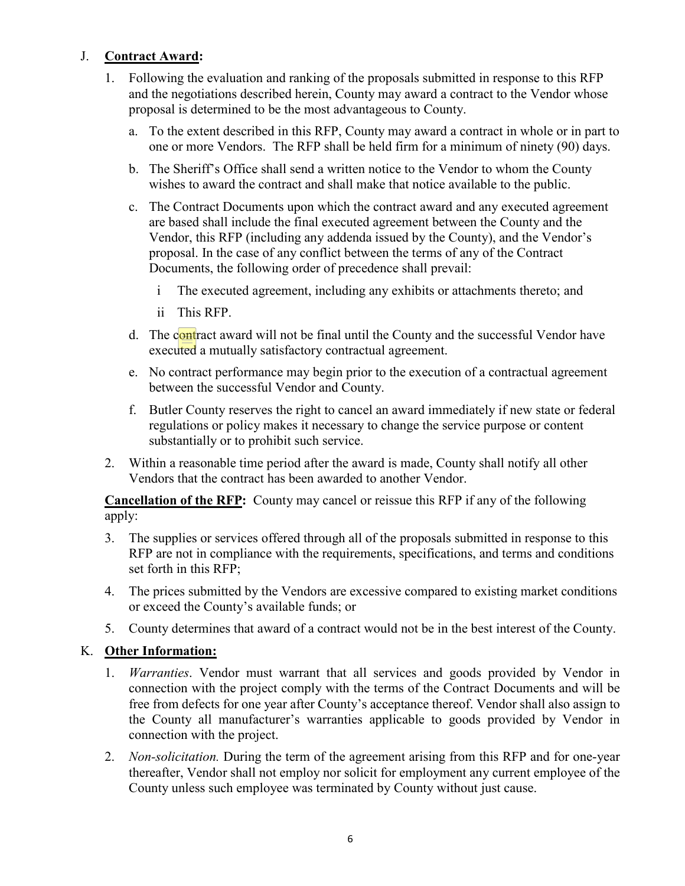J. **Contract Award:**

1. Following the evaluation and ranking of the proposals submitted in response to this RFP and the negotiations described herein, County may award a contract to the Vendor whose proposal is determined to be the most advantageous to County.

   a. To the extent described in this RFP, County may award a contract in whole or in part to one or more Vendors. The RFP shall be held firm for a minimum of ninety (90) days.

   b. The Sheriff's Office shall send a written notice to the Vendor to whom the County wishes to award the contract and shall make that notice available to the public.

   c. The Contract Documents upon which the contract award and any executed agreement are based shall include the final executed agreement between the County and the Vendor, this RFP (including any addenda issued by the County), and the Vendor's proposal. In the case of any conflict between the terms of any of the Contract Documents, the following order of precedence shall prevail:

      i The executed agreement, including any exhibits or attachments thereto; and

      ii This RFP.

   d. The contract award will not be final until the County and the successful Vendor have executed a mutually satisfactory contractual agreement.

   e. No contract performance may begin prior to the execution of a contractual agreement between the successful Vendor and County.

   f. Butler County reserves the right to cancel an award immediately if new state or federal regulations or policy makes it necessary to change the service purpose or content substantially or to prohibit such service.

2. Within a reasonable time period after the award is made, County shall notify all other Vendors that the contract has been awarded to another Vendor.

**Cancellation of the RFP:** County may cancel or reissue this RFP if any of the following apply:

3. The supplies or services offered through all of the proposals submitted in response to this RFP are not in compliance with the requirements, specifications, and terms and conditions set forth in this RFP;

4. The prices submitted by the Vendors are excessive compared to existing market conditions or exceed the County's available funds; or

5. County determines that award of a contract would not be in the best interest of the County.

K. **Other Information:**

1. *Warranties*. Vendor must warrant that all services and goods provided by Vendor in connection with the project comply with the terms of the Contract Documents and will be free from defects for one year after County's acceptance thereof. Vendor shall also assign to the County all manufacturer's warranties applicable to goods provided by Vendor in connection with the project.

2. *Non-solicitation.* During the term of the agreement arising from this RFP and for one-year thereafter, Vendor shall not employ nor solicit for employment any current employee of the County unless such employee was terminated by County without just cause.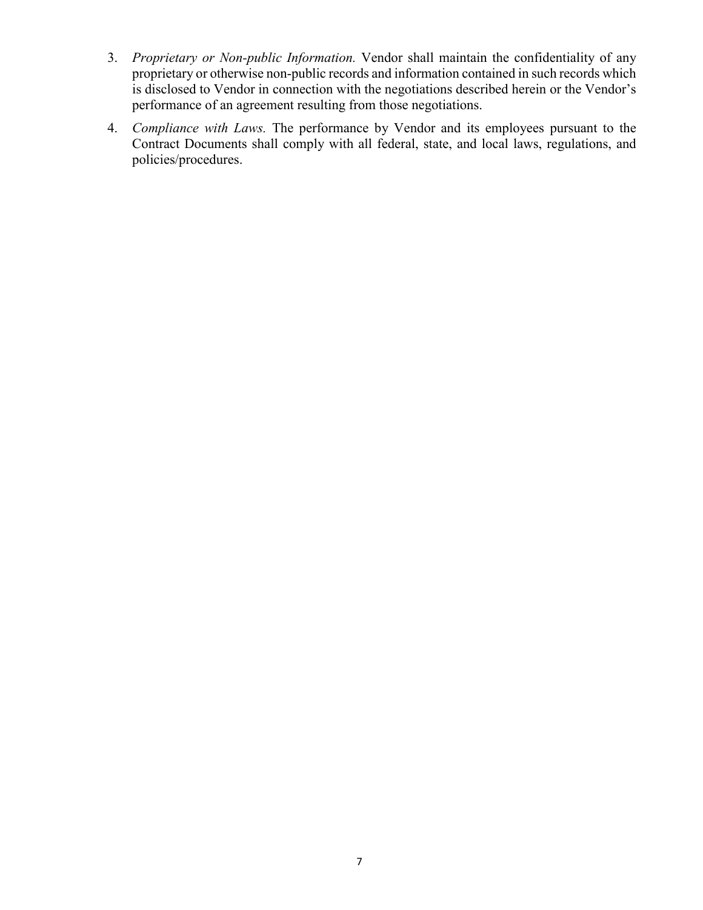3. *Proprietary or Non-public Information.* Vendor shall maintain the confidentiality of any proprietary or otherwise non-public records and information contained in such records which is disclosed to Vendor in connection with the negotiations described herein or the Vendor's performance of an agreement resulting from those negotiations.

4. *Compliance with Laws.* The performance by Vendor and its employees pursuant to the Contract Documents shall comply with all federal, state, and local laws, regulations, and policies/procedures.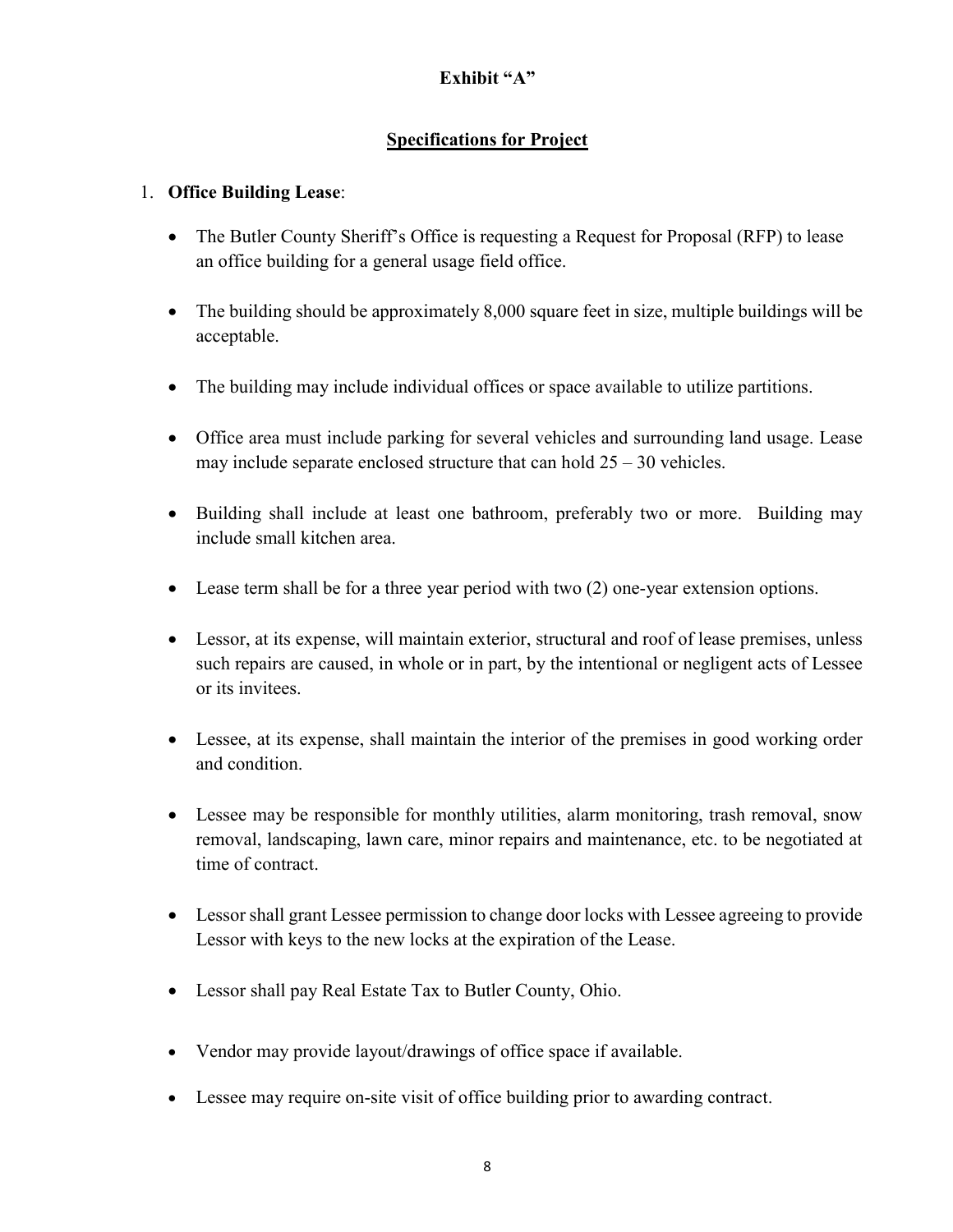**Exhibit "A"**

**Specifications for Project**

1. **Office Building Lease**:

    - The Butler County Sheriff's Office is requesting a Request for Proposal (RFP) to lease an office building for a general usage field office.

    - The building should be approximately 8,000 square feet in size, multiple buildings will be acceptable.

    - The building may include individual offices or space available to utilize partitions.

    - Office area must include parking for several vehicles and surrounding land usage. Lease may include separate enclosed structure that can hold 25 – 30 vehicles.

    - Building shall include at least one bathroom, preferably two or more. Building may include small kitchen area.

    - Lease term shall be for a three year period with two (2) one-year extension options.

    - Lessor, at its expense, will maintain exterior, structural and roof of lease premises, unless such repairs are caused, in whole or in part, by the intentional or negligent acts of Lessee or its invitees.

    - Lessee, at its expense, shall maintain the interior of the premises in good working order and condition.

    - Lessee may be responsible for monthly utilities, alarm monitoring, trash removal, snow removal, landscaping, lawn care, minor repairs and maintenance, etc. to be negotiated at time of contract.

    - Lessor shall grant Lessee permission to change door locks with Lessee agreeing to provide Lessor with keys to the new locks at the expiration of the Lease.

    - Lessor shall pay Real Estate Tax to Butler County, Ohio.

    - Vendor may provide layout/drawings of office space if available.

    - Lessee may require on-site visit of office building prior to awarding contract.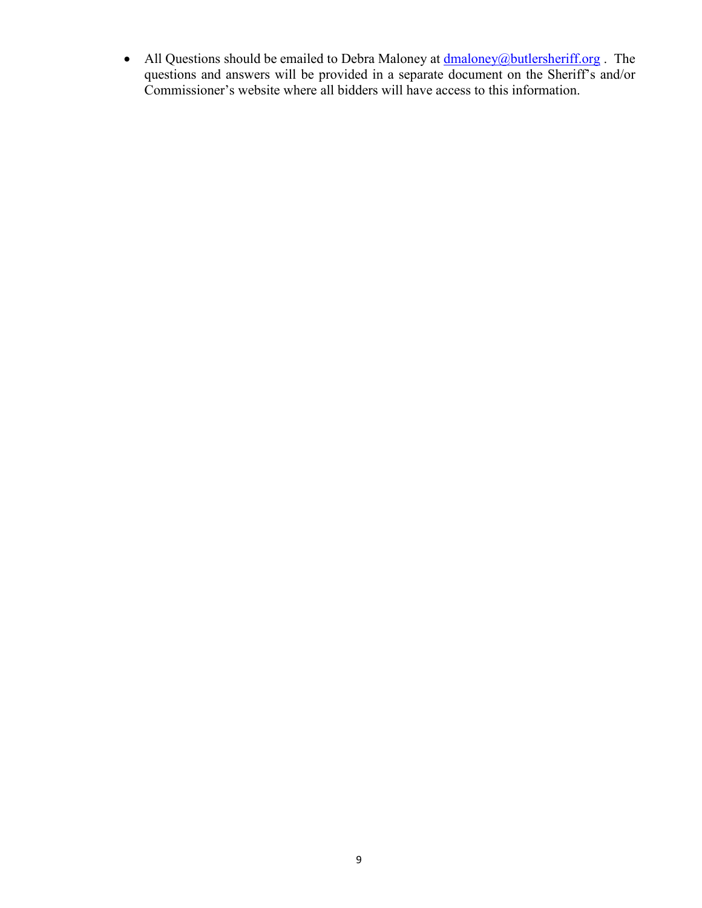- All Questions should be emailed to Debra Maloney at dmaloney@butlersheriff.org . The questions and answers will be provided in a separate document on the Sheriff's and/or Commissioner's website where all bidders will have access to this information.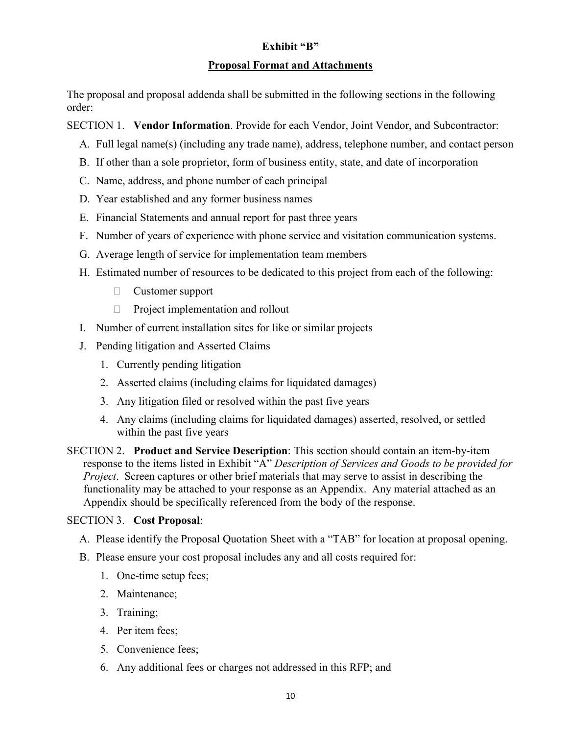## Exhibit "B"

## Proposal Format and Attachments

The proposal and proposal addenda shall be submitted in the following sections in the following order:

SECTION 1. **Vendor Information**. Provide for each Vendor, Joint Vendor, and Subcontractor:

A. Full legal name(s) (including any trade name), address, telephone number, and contact person
B. If other than a sole proprietor, form of business entity, state, and date of incorporation
C. Name, address, and phone number of each principal
D. Year established and any former business names
E. Financial Statements and annual report for past three years
F. Number of years of experience with phone service and visitation communication systems.
G. Average length of service for implementation team members
H. Estimated number of resources to be dedicated to this project from each of the following:
   - Customer support
   - Project implementation and rollout
I. Number of current installation sites for like or similar projects
J. Pending litigation and Asserted Claims
   1. Currently pending litigation
   2. Asserted claims (including claims for liquidated damages)
   3. Any litigation filed or resolved within the past five years
   4. Any claims (including claims for liquidated damages) asserted, resolved, or settled within the past five years

SECTION 2. **Product and Service Description**: This section should contain an item-by-item response to the items listed in Exhibit "A" *Description of Services and Goods to be provided for Project*. Screen captures or other brief materials that may serve to assist in describing the functionality may be attached to your response as an Appendix. Any material attached as an Appendix should be specifically referenced from the body of the response.

SECTION 3. **Cost Proposal**:

A. Please identify the Proposal Quotation Sheet with a "TAB" for location at proposal opening.
B. Please ensure your cost proposal includes any and all costs required for:
   1. One-time setup fees;
   2. Maintenance;
   3. Training;
   4. Per item fees;
   5. Convenience fees;
   6. Any additional fees or charges not addressed in this RFP; and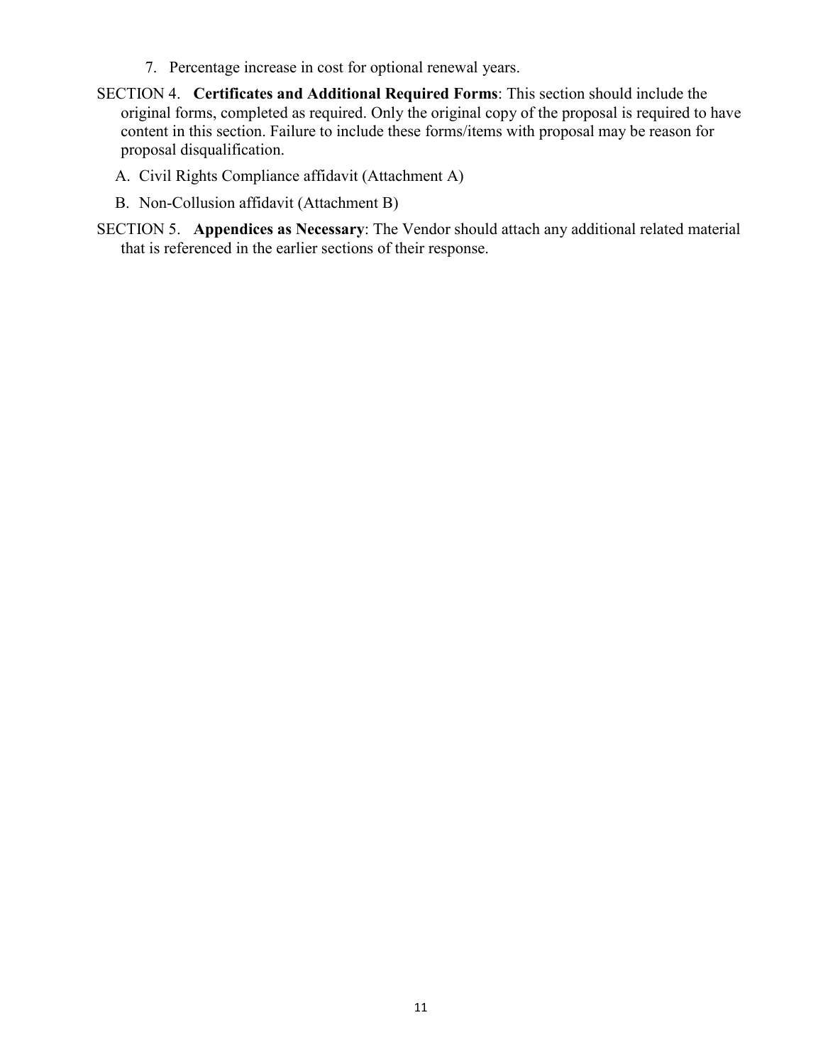7. Percentage increase in cost for optional renewal years.

SECTION 4. **Certificates and Additional Required Forms**: This section should include the original forms, completed as required. Only the original copy of the proposal is required to have content in this section. Failure to include these forms/items with proposal may be reason for proposal disqualification.

A. Civil Rights Compliance affidavit (Attachment A)

B. Non-Collusion affidavit (Attachment B)

SECTION 5. **Appendices as Necessary**: The Vendor should attach any additional related material that is referenced in the earlier sections of their response.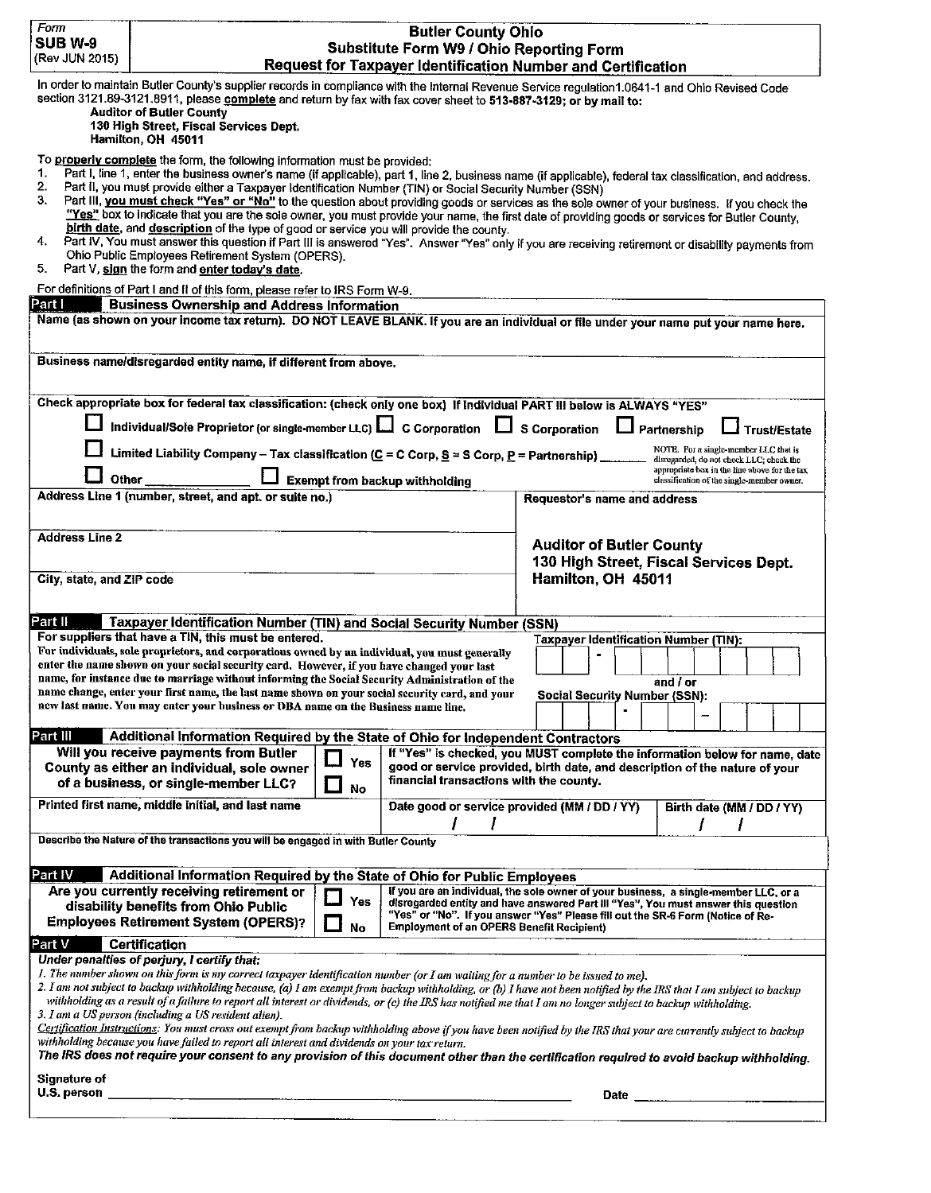Form
**SUB W-9**
(Rev JUN 2015)

# Butler County Ohio
## Substitute Form W9 / Ohio Reporting Form
## Request for Taxpayer Identification Number and Certification

In order to maintain Butler County's supplier records in compliance with the Internal Revenue Service regulation1.0641-1 and Ohio Revised Code section 3121.89-3121.8911, please **complete** and return by fax with fax cover sheet to **513-887-3129; or by mail to:**

**Auditor of Butler County**
**130 High Street, Fiscal Services Dept.**
**Hamilton, OH 45011**

To **properly complete** the form, the following information must be provided:

1. Part I, line 1, enter the business owner's name (if applicable), part 1, line 2, business name (if applicable), federal tax classification, and address.
2. Part II, you must provide either a Taxpayer Identification Number (TIN) or Social Security Number (SSN)
3. Part III, **you must check "Yes" or "No"** to the question about providing goods or services as the sole owner of your business. If you check the **"Yes"** box to indicate that you are the sole owner, you must provide your name, the first date of providing goods or services for Butler County, **birth date**, and **description** of the type of good or service you will provide the county.
4. Part IV, You must answer this question if Part III is answered "Yes". Answer "Yes" only if you are receiving retirement or disability payments from Ohio Public Employees Retirement System (OPERS).
5. Part V, **sign** the form and **enter today's date**.

For definitions of Part I and II of this form, please refer to IRS Form W-9.

## Part I Business Ownership and Address Information

**Name (as shown on your income tax return). DO NOT LEAVE BLANK. If you are an individual or file under your name put your name here.**

**Business name/disregarded entity name, if different from above.**

**Check appropriate box for federal tax classification: (check only one box) If individual PART III below is ALWAYS "YES"**

☐ **Individual/Sole Proprietor** (or single-member LLC) ☐ **C Corporation** ☐ **S Corporation** ☐ **Partnership** ☐ **Trust/Estate**

☐ **Limited Liability Company – Tax classification (C = C Corp, S = S Corp, P = Partnership)** ______

NOTE. For a single-member LLC that is disregarded, do not check LLC; check the appropriate box in the line above for the tax classification of the single-member owner.

☐ **Other** ______ ☐ **Exempt from backup withholding**

**Address Line 1 (number, street, and apt. or suite no.)**

**Address Line 2**

**City, state, and ZIP code**

**Requestor's name and address**

**Auditor of Butler County**
**130 High Street, Fiscal Services Dept.**
**Hamilton, OH 45011**

## Part II Taxpayer Identification Number (TIN) and Social Security Number (SSN)

**For suppliers that have a TIN, this must be entered.**
For individuals, sole proprietors, and corporations owned by an individual, you must generally enter the name shown on your social security card. However, if you have changed your last name, for instance due to marriage without informing the Social Security Administration of the name change, enter your first name, the last name shown on your social security card, and your new last name. You may enter your business or DBA name on the Business name line.

**Taxpayer Identification Number (TIN):** ☐☐ - ☐☐☐☐☐☐☐

and / or

**Social Security Number (SSN):** ☐☐☐ - ☐☐ – ☐☐☐☐

## Part III Additional Information Required by the State of Ohio for Independent Contractors

**Will you receive payments from Butler County as either an individual, sole owner of a business, or single-member LLC?** ☐ **Yes** ☐ **No**

If "Yes" is checked, you MUST complete the information below for name, date good or service provided, birth date, and description of the nature of your financial transactions with the county.

| Printed first name, middle initial, and last name | Date good or service provided (MM / DD / YY) | Birth date (MM / DD / YY) |
|---|---|---|
| | / / | / / |

**Describe the Nature of the transactions you will be engaged in with Butler County**

## Part IV Additional Information Required by the State of Ohio for Public Employees

**Are you currently receiving retirement or disability benefits from Ohio Public Employees Retirement System (OPERS)?** ☐ **Yes** ☐ **No**

If you are an individual, the sole owner of your business, a single-member LLC, or a disregarded entity and have answered Part III "Yes", You must answer this question "Yes" or "No". If you answer "Yes" Please fill out the SR-6 Form (Notice of Re-Employment of an OPERS Benefit Recipient)

## Part V Certification

***Under penalties of perjury, I certify that:***

*1. The number shown on this form is my correct taxpayer identification number (or I am waiting for a number to be issued to me).*
*2. I am not subject to backup withholding because, (a) I am exempt from backup withholding, or (b) I have not been notified by the IRS that I am subject to backup withholding as a result of a failure to report all interest or dividends, or (c) the IRS has notified me that I am no longer subject to backup withholding.*
*3. I am a US person (including a US resident alien).*

*Certification Instructions: You must cross out exempt from backup withholding above if you have been notified by the IRS that your are currently subject to backup withholding because you have failed to report all interest and dividends on your tax return.*

***The IRS does not require your consent to any provision of this document other than the certification required to avoid backup withholding.***

**Signature of U.S. person** ______________________________ **Date** ____________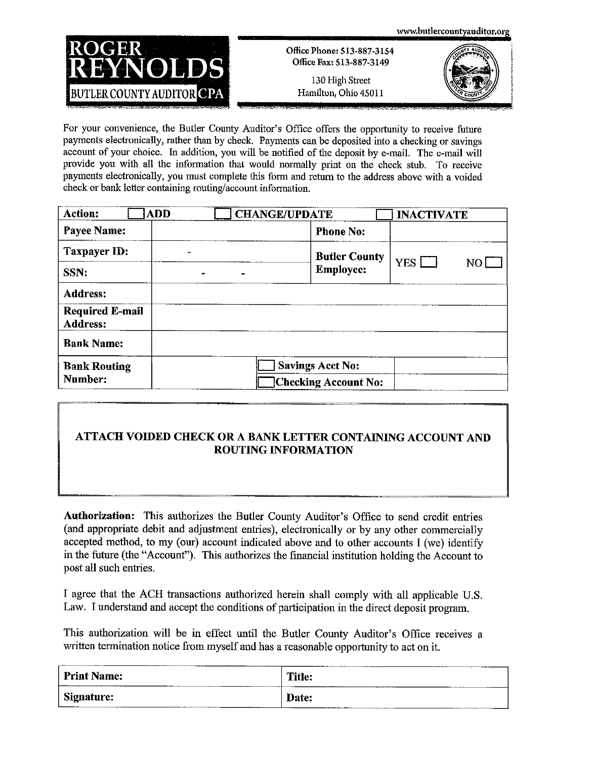www.butlercountyauditor.org

**ROGER REYNOLDS**
**BUTLER COUNTY AUDITOR CPA**

Office Phone: 513-887-3154
Office Fax: 513-887-3149

130 High Street
Hamilton, Ohio 45011

For your convenience, the Butler County Auditor's Office offers the opportunity to receive future payments electronically, rather than by check. Payments can be deposited into a checking or savings account of your choice. In addition, you will be notified of the deposit by e-mail. The e-mail will provide you with all the information that would normally print on the check stub. To receive payments electronically, you must complete this form and return to the address above with a voided check or bank letter containing routing/account information.

| **Action:** ☐ ADD | ☐ CHANGE/UPDATE | | ☐ INACTIVATE |
|---|---|---|---|
| **Payee Name:** | | **Phone No:** | |
| **Taxpayer ID:** | - | **Butler County Employee:** | YES ☐ NO ☐ |
| **SSN:** | - - | | |
| **Address:** | | | |
| **Required E-mail Address:** | | | |
| **Bank Name:** | | | |
| **Bank Routing Number:** | | ☐ **Savings Acct No:** | |
| | | ☐ **Checking Account No:** | |

**ATTACH VOIDED CHECK OR A BANK LETTER CONTAINING ACCOUNT AND ROUTING INFORMATION**

**Authorization:** This authorizes the Butler County Auditor's Office to send credit entries (and appropriate debit and adjustment entries), electronically or by any other commercially accepted method, to my (our) account indicated above and to other accounts I (we) identify in the future (the "Account"). This authorizes the financial institution holding the Account to post all such entries.

I agree that the ACH transactions authorized herein shall comply with all applicable U.S. Law. I understand and accept the conditions of participation in the direct deposit program.

This authorization will be in effect until the Butler County Auditor's Office receives a written termination notice from myself and has a reasonable opportunity to act on it.

| **Print Name:** | **Title:** |
|---|---|
| **Signature:** | **Date:** |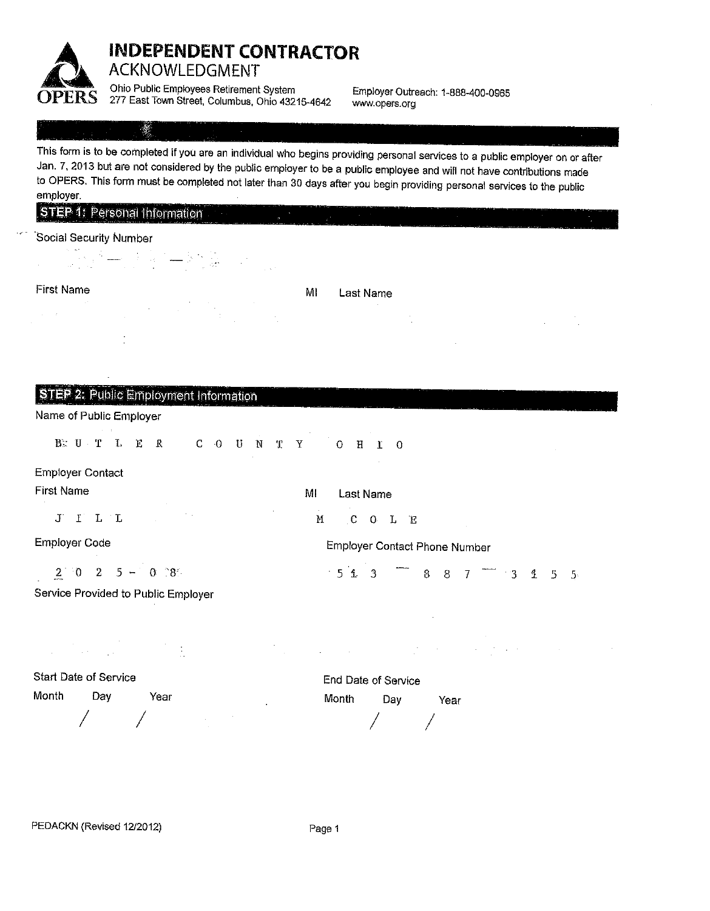# INDEPENDENT CONTRACTOR ACKNOWLEDGMENT

OPERS

Ohio Public Employees Retirement System
277 East Town Street, Columbus, Ohio 43215-4642

Employer Outreach: 1-888-400-0965
www.opers.org

This form is to be completed if you are an individual who begins providing personal services to a public employer on or after Jan. 7, 2013 but are not considered by the public employer to be a public employee and will not have contributions made to OPERS. This form must be completed not later than 30 days after you begin providing personal services to the public employer.

## STEP 1: Personal Information

Social Security Number

\_\_\_ – \_\_ – \_\_\_\_

First Name | MI | Last Name

## STEP 2: Public Employment Information

Name of Public Employer

BUTLER COUNTY OHIO

Employer Contact

First Name | MI | Last Name

JILL | M | COLE

Employer Code

2025-08

Employer Contact Phone Number

513-887-3155

Service Provided to Public Employer

Start Date of Service

Month / Day / Year

End Date of Service

Month / Day / Year

PEDACKN (Revised 12/2012)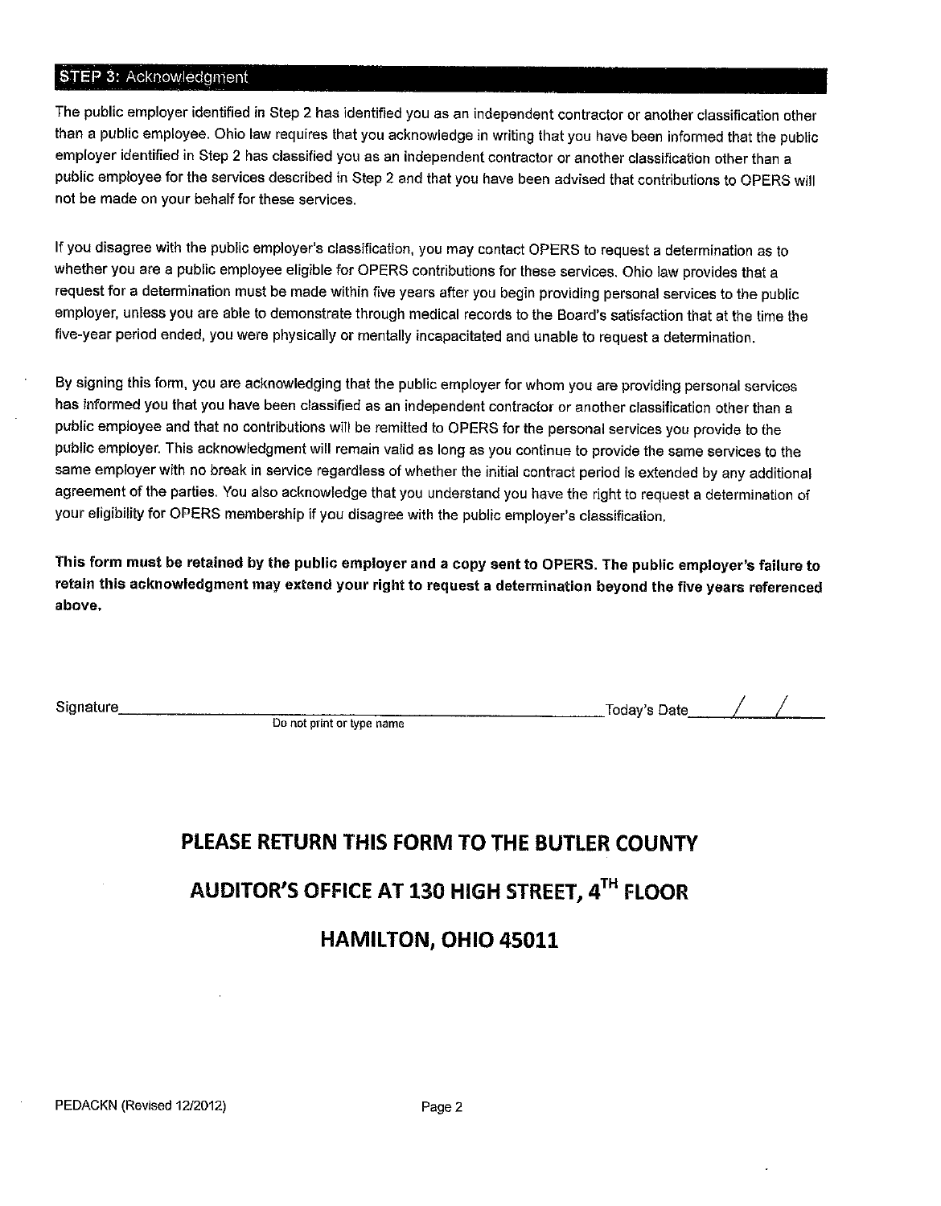## STEP 3: Acknowledgment

The public employer identified in Step 2 has identified you as an independent contractor or another classification other than a public employee. Ohio law requires that you acknowledge in writing that you have been informed that the public employer identified in Step 2 has classified you as an independent contractor or another classification other than a public employee for the services described in Step 2 and that you have been advised that contributions to OPERS will not be made on your behalf for these services.

If you disagree with the public employer's classification, you may contact OPERS to request a determination as to whether you are a public employee eligible for OPERS contributions for these services. Ohio law provides that a request for a determination must be made within five years after you begin providing personal services to the public employer, unless you are able to demonstrate through medical records to the Board's satisfaction that at the time the five-year period ended, you were physically or mentally incapacitated and unable to request a determination.

By signing this form, you are acknowledging that the public employer for whom you are providing personal services has informed you that you have been classified as an independent contractor or another classification other than a public employee and that no contributions will be remitted to OPERS for the personal services you provide to the public employer. This acknowledgment will remain valid as long as you continue to provide the same services to the same employer with no break in service regardless of whether the initial contract period is extended by any additional agreement of the parties. You also acknowledge that you understand you have the right to request a determination of your eligibility for OPERS membership if you disagree with the public employer's classification.

**This form must be retained by the public employer and a copy sent to OPERS. The public employer's failure to retain this acknowledgment may extend your right to request a determination beyond the five years referenced above.**

Signature\_\_\_\_\_\_\_\_\_\_\_\_\_\_\_\_\_\_\_\_\_\_\_\_\_\_\_\_\_\_\_\_\_\_\_\_\_\_\_\_ Today's Date\_\_\_\_/\_\_\_\_/\_\_\_\_

Do not print or type name

**PLEASE RETURN THIS FORM TO THE BUTLER COUNTY**

**AUDITOR'S OFFICE AT 130 HIGH STREET, 4TH FLOOR**

**HAMILTON, OHIO 45011**

PEDACKN (Revised 12/2012)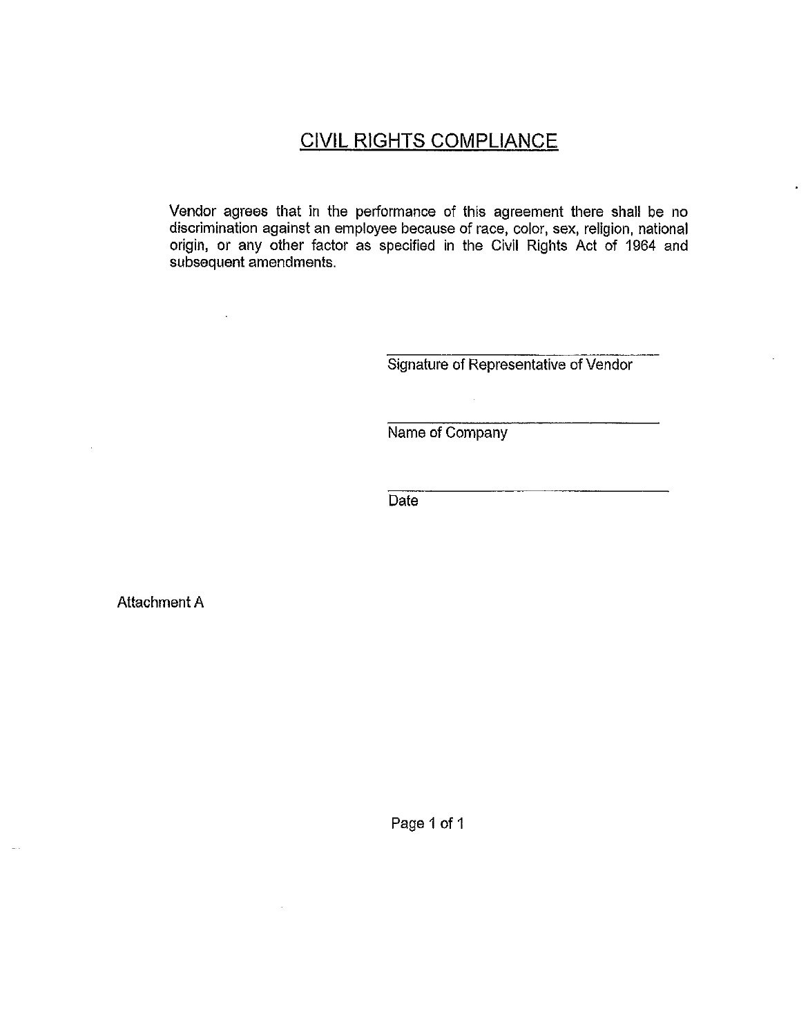# CIVIL RIGHTS COMPLIANCE

Vendor agrees that in the performance of this agreement there shall be no discrimination against an employee because of race, color, sex, religion, national origin, or any other factor as specified in the Civil Rights Act of 1964 and subsequent amendments.

\_\_\_\_\_\_\_\_\_\_\_\_\_\_\_\_\_\_\_\_\_\_\_\_\_\_\_\_\_\_\_\_\_\_\_\_
Signature of Representative of Vendor

\_\_\_\_\_\_\_\_\_\_\_\_\_\_\_\_\_\_\_\_\_\_\_\_\_\_\_\_\_\_\_\_\_\_\_\_
Name of Company

\_\_\_\_\_\_\_\_\_\_\_\_\_\_\_\_\_\_\_\_\_\_\_\_\_\_\_\_\_\_\_\_\_\_\_\_
Date

Attachment A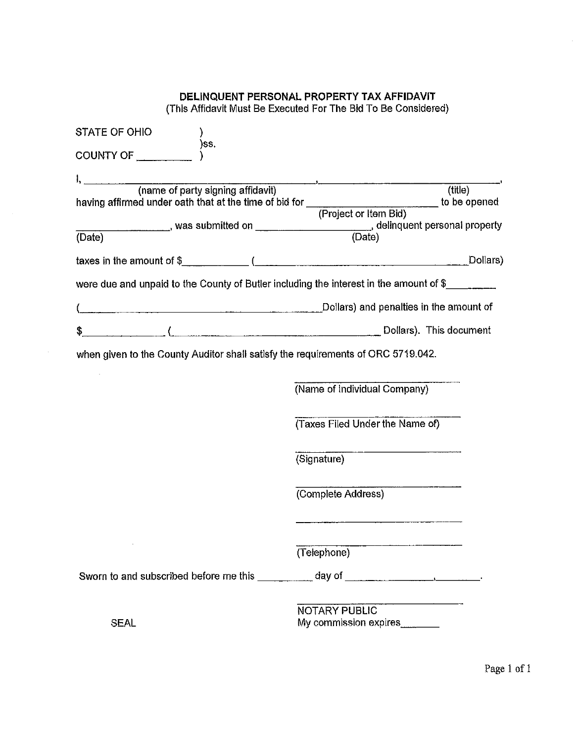## DELINQUENT PERSONAL PROPERTY TAX AFFIDAVIT

(This Affidavit Must Be Executed For The Bid To Be Considered)

STATE OF OHIO )
)ss.
COUNTY OF __________ )

I, ________________________________________, ________________________________,
(name of party signing affidavit) (title)
having affirmed under oath that at the time of bid for ________________________ to be opened
(Project or Item Bid)
________________, was submitted on ____________________, delinquent personal property
(Date) (Date)

taxes in the amount of $____________ (________________________________________Dollars)

were due and unpaid to the County of Butler including the interest in the amount of $_________

(_______________________________________________Dollars) and penalties in the amount of

$______________ (_______________________________________ Dollars). This document

when given to the County Auditor shall satisfy the requirements of ORC 5719.042.

________________________________
(Name of Individual Company)

________________________________
(Taxes Filed Under the Name of)

________________________________
(Signature)

________________________________
(Complete Address)

________________________________

________________________________
(Telephone)

Sworn to and subscribed before me this __________ day of ________________,_________.

SEAL

________________________________
NOTARY PUBLIC
My commission expires_______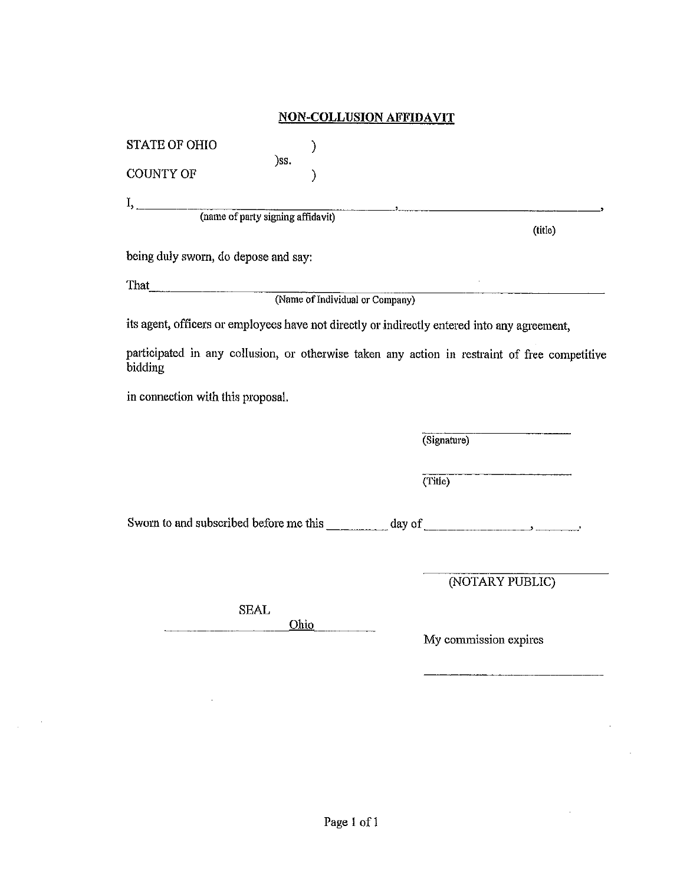# NON-COLLUSION AFFIDAVIT

STATE OF OHIO )
)ss.
COUNTY OF )

I, \_\_\_\_\_\_\_\_\_\_\_\_\_\_\_\_\_\_\_\_\_\_\_\_\_\_\_\_\_\_\_\_\_\_\_\_\_\_\_\_\_, \_\_\_\_\_\_\_\_\_\_\_\_\_\_\_\_\_\_\_\_\_\_\_\_\_\_\_\_\_\_\_\_\_\_\_\_\_\_\_\_\_,
(name of party signing affidavit) (title)

being duly sworn, do depose and say:

That \_\_\_\_\_\_\_\_\_\_\_\_\_\_\_\_\_\_\_\_\_\_\_\_\_\_\_\_\_\_\_\_\_\_\_\_\_\_\_\_\_\_\_\_\_\_\_\_\_\_\_\_\_\_\_\_\_\_\_\_\_\_\_\_\_\_\_\_\_\_\_\_\_\_\_\_
(Name of Individual or Company)

its agent, officers or employees have not directly or indirectly entered into any agreement,

participated in any collusion, or otherwise taken any action in restraint of free competitive bidding

in connection with this proposal.

\_\_\_\_\_\_\_\_\_\_\_\_\_\_\_\_\_\_\_\_\_\_\_\_\_\_
(Signature)

\_\_\_\_\_\_\_\_\_\_\_\_\_\_\_\_\_\_\_\_\_\_\_\_\_\_
(Title)

Sworn to and subscribed before me this \_\_\_\_\_\_\_\_\_ day of \_\_\_\_\_\_\_\_\_\_\_\_\_\_\_\_\_, \_\_\_\_\_\_\_.

\_\_\_\_\_\_\_\_\_\_\_\_\_\_\_\_\_\_\_\_\_\_\_\_\_\_\_\_\_\_\_\_\_\_
(NOTARY PUBLIC)

SEAL

\_\_\_\_\_\_\_\_\_\_\_\_\_\_\_\_\_\_\_\_\_\_\_ Ohio \_\_\_\_\_\_\_\_\_\_\_\_\_\_\_\_

My commission expires

\_\_\_\_\_\_\_\_\_\_\_\_\_\_\_\_\_\_\_\_\_\_\_\_\_\_\_\_\_\_\_\_\_\_